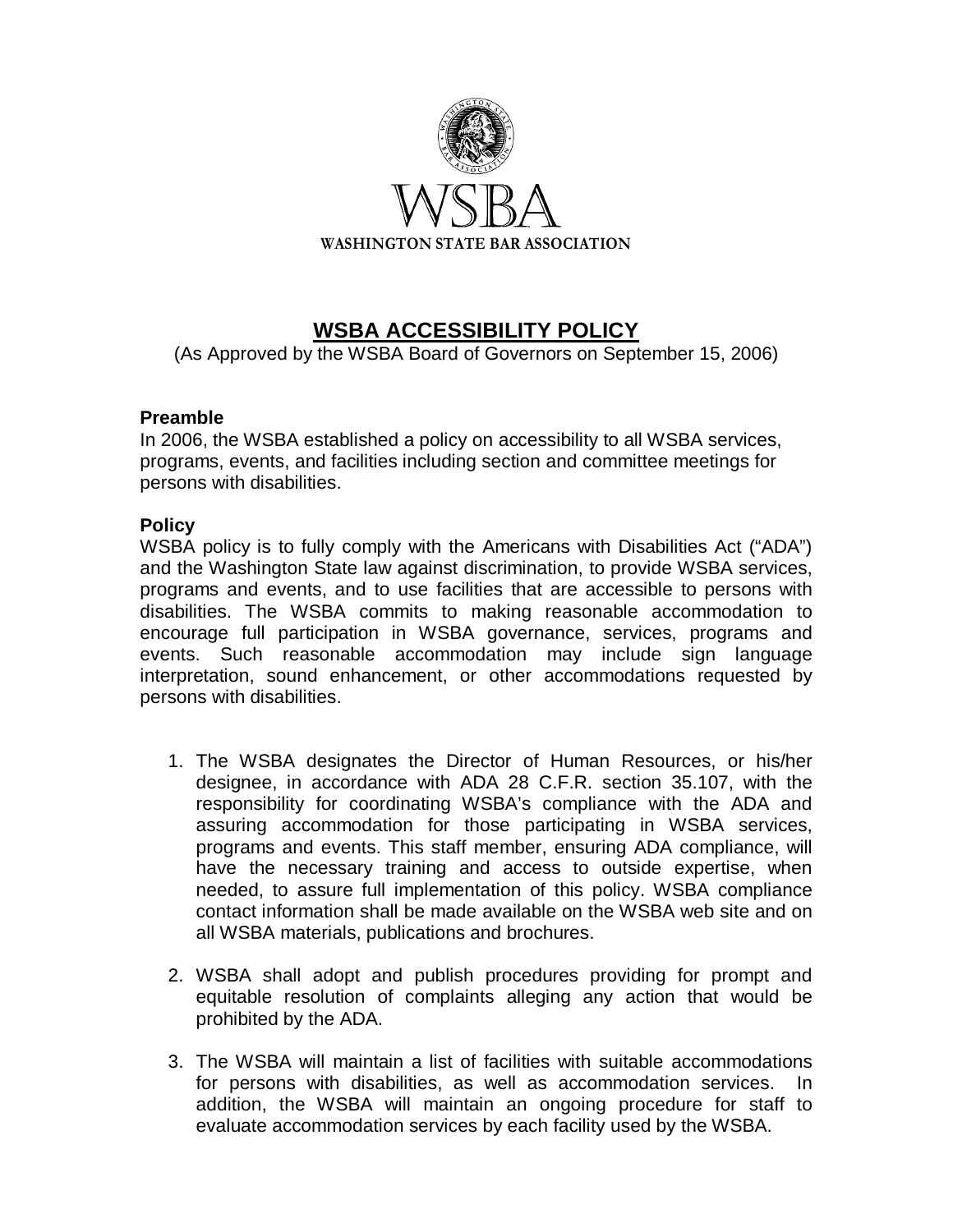WSBA

WASHINGTON STATE BAR ASSOCIATION

# WSBA ACCESSIBILITY POLICY

(As Approved by the WSBA Board of Governors on September 15, 2006)

### Preamble

In 2006, the WSBA established a policy on accessibility to all WSBA services, programs, events, and facilities including section and committee meetings for persons with disabilities.

### Policy

WSBA policy is to fully comply with the Americans with Disabilities Act ("ADA") and the Washington State law against discrimination, to provide WSBA services, programs and events, and to use facilities that are accessible to persons with disabilities. The WSBA commits to making reasonable accommodation to encourage full participation in WSBA governance, services, programs and events. Such reasonable accommodation may include sign language interpretation, sound enhancement, or other accommodations requested by persons with disabilities.

1. The WSBA designates the Director of Human Resources, or his/her designee, in accordance with ADA 28 C.F.R. section 35.107, with the responsibility for coordinating WSBA's compliance with the ADA and assuring accommodation for those participating in WSBA services, programs and events. This staff member, ensuring ADA compliance, will have the necessary training and access to outside expertise, when needed, to assure full implementation of this policy. WSBA compliance contact information shall be made available on the WSBA web site and on all WSBA materials, publications and brochures.

2. WSBA shall adopt and publish procedures providing for prompt and equitable resolution of complaints alleging any action that would be prohibited by the ADA.

3. The WSBA will maintain a list of facilities with suitable accommodations for persons with disabilities, as well as accommodation services. In addition, the WSBA will maintain an ongoing procedure for staff to evaluate accommodation services by each facility used by the WSBA.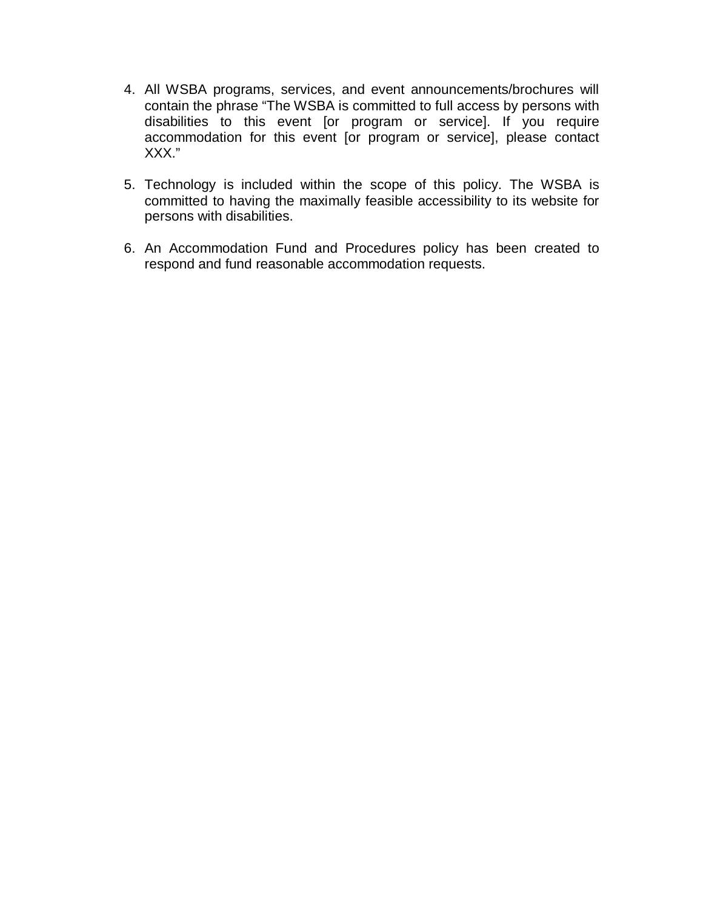4. All WSBA programs, services, and event announcements/brochures will contain the phrase "The WSBA is committed to full access by persons with disabilities to this event [or program or service]. If you require accommodation for this event [or program or service], please contact XXX."

5. Technology is included within the scope of this policy. The WSBA is committed to having the maximally feasible accessibility to its website for persons with disabilities.

6. An Accommodation Fund and Procedures policy has been created to respond and fund reasonable accommodation requests.